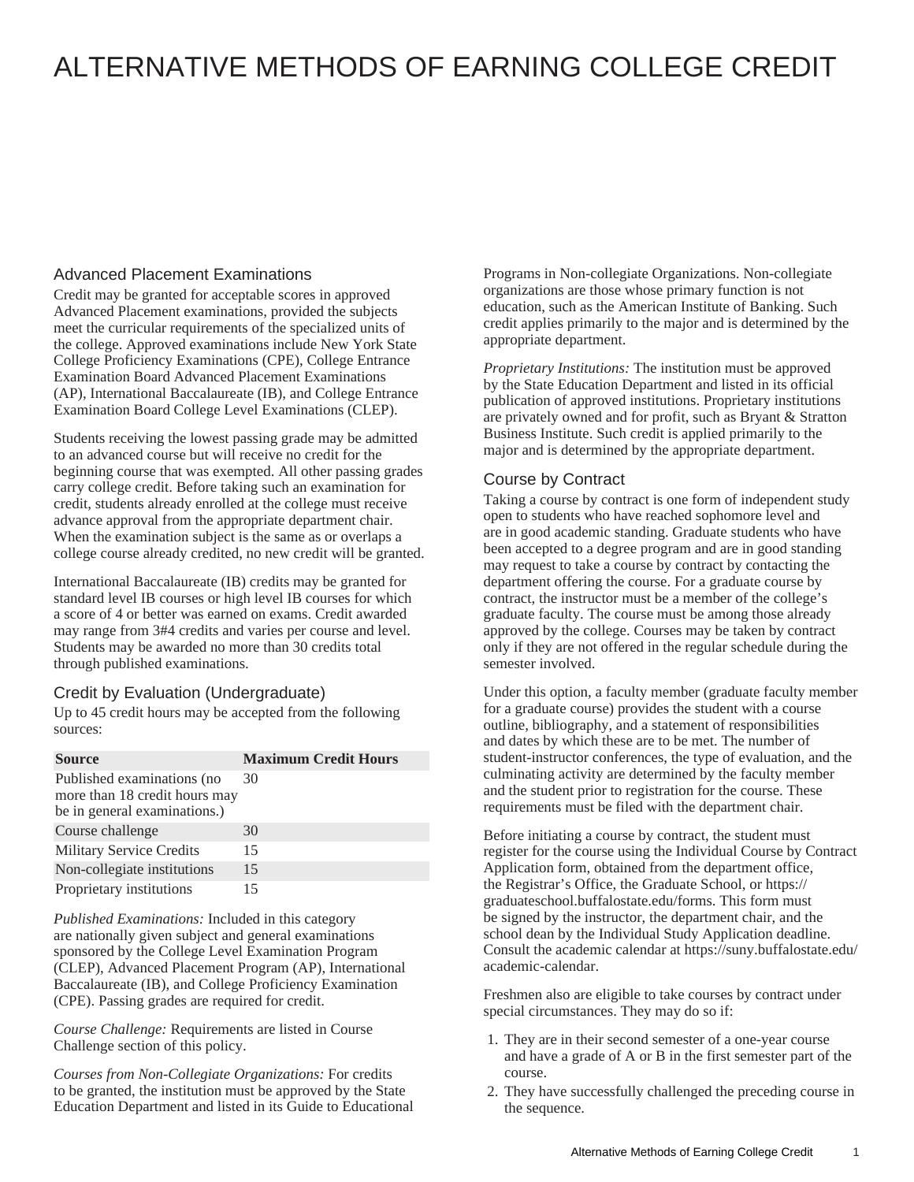# ALTERNATIVE METHODS OF EARNING COLLEGE CREDIT

## Advanced Placement Examinations

Credit may be granted for acceptable scores in approved Advanced Placement examinations, provided the subjects meet the curricular requirements of the specialized units of the college. Approved examinations include New York State College Proficiency Examinations (CPE), College Entrance Examination Board Advanced Placement Examinations (AP), International Baccalaureate (IB), and College Entrance Examination Board College Level Examinations (CLEP).

Students receiving the lowest passing grade may be admitted to an advanced course but will receive no credit for the beginning course that was exempted. All other passing grades carry college credit. Before taking such an examination for credit, students already enrolled at the college must receive advance approval from the appropriate department chair. When the examination subject is the same as or overlaps a college course already credited, no new credit will be granted.

International Baccalaureate (IB) credits may be granted for standard level IB courses or high level IB courses for which a score of 4 or better was earned on exams. Credit awarded may range from 3#4 credits and varies per course and level. Students may be awarded no more than 30 credits total through published examinations.

## Credit by Evaluation (Undergraduate)

Up to 45 credit hours may be accepted from the following sources:

| Source | Maximum Credit Hours |
|---|---|
| Published examinations (no more than 18 credit hours may be in general examinations.) | 30 |
| Course challenge | 30 |
| Military Service Credits | 15 |
| Non-collegiate institutions | 15 |
| Proprietary institutions | 15 |

*Published Examinations:* Included in this category are nationally given subject and general examinations sponsored by the College Level Examination Program (CLEP), Advanced Placement Program (AP), International Baccalaureate (IB), and College Proficiency Examination (CPE). Passing grades are required for credit.

*Course Challenge:* Requirements are listed in Course Challenge section of this policy.

*Courses from Non-Collegiate Organizations:* For credits to be granted, the institution must be approved by the State Education Department and listed in its Guide to Educational Programs in Non-collegiate Organizations. Non-collegiate organizations are those whose primary function is not education, such as the American Institute of Banking. Such credit applies primarily to the major and is determined by the appropriate department.

*Proprietary Institutions:* The institution must be approved by the State Education Department and listed in its official publication of approved institutions. Proprietary institutions are privately owned and for profit, such as Bryant & Stratton Business Institute. Such credit is applied primarily to the major and is determined by the appropriate department.

## Course by Contract

Taking a course by contract is one form of independent study open to students who have reached sophomore level and are in good academic standing. Graduate students who have been accepted to a degree program and are in good standing may request to take a course by contract by contacting the department offering the course. For a graduate course by contract, the instructor must be a member of the college's graduate faculty. The course must be among those already approved by the college. Courses may be taken by contract only if they are not offered in the regular schedule during the semester involved.

Under this option, a faculty member (graduate faculty member for a graduate course) provides the student with a course outline, bibliography, and a statement of responsibilities and dates by which these are to be met. The number of student-instructor conferences, the type of evaluation, and the culminating activity are determined by the faculty member and the student prior to registration for the course. These requirements must be filed with the department chair.

Before initiating a course by contract, the student must register for the course using the Individual Course by Contract Application form, obtained from the department office, the Registrar's Office, the Graduate School, or https://graduateschool.buffalostate.edu/forms. This form must be signed by the instructor, the department chair, and the school dean by the Individual Study Application deadline. Consult the academic calendar at https://suny.buffalostate.edu/academic-calendar.

Freshmen also are eligible to take courses by contract under special circumstances. They may do so if:

1. They are in their second semester of a one-year course and have a grade of A or B in the first semester part of the course.
2. They have successfully challenged the preceding course in the sequence.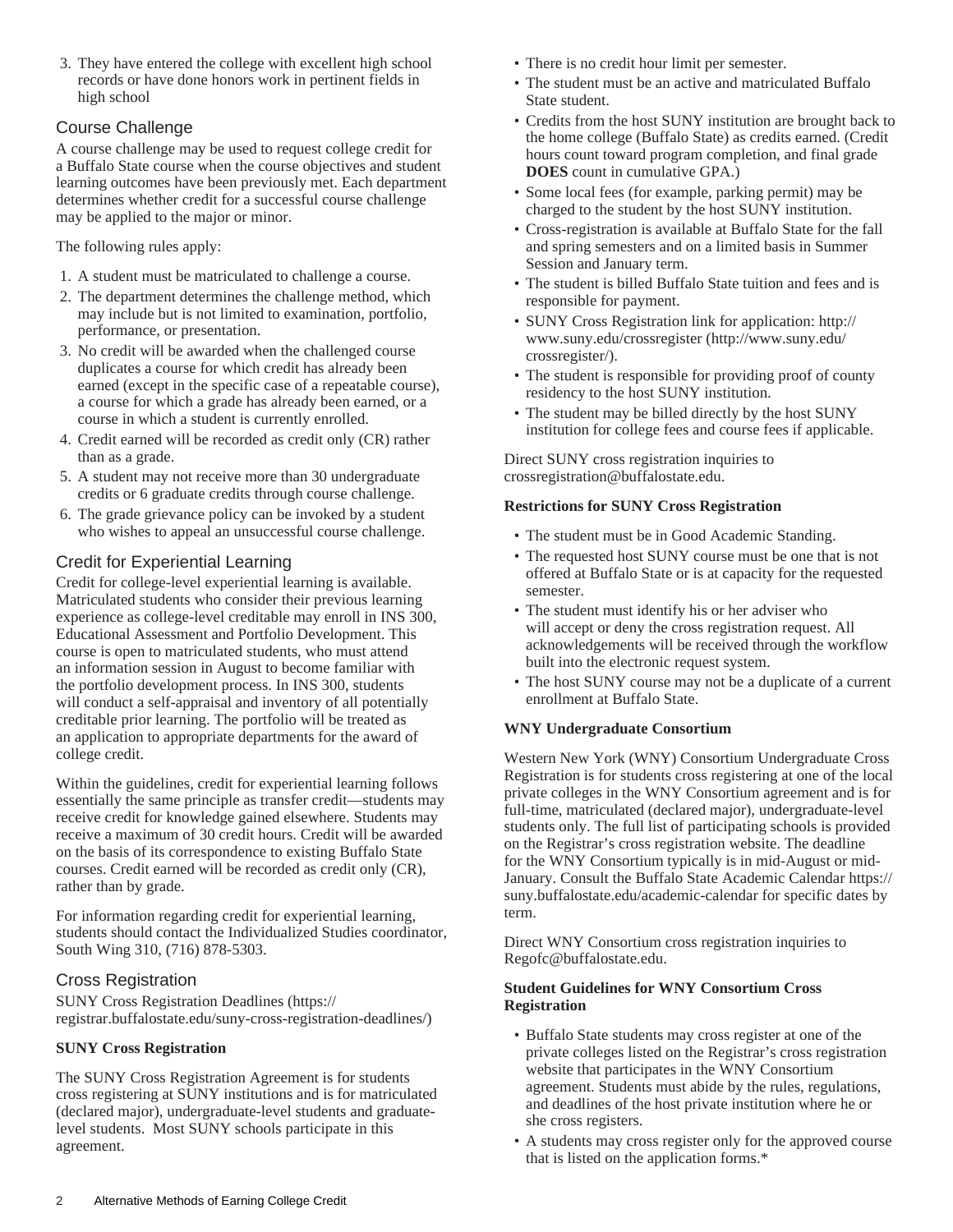3. They have entered the college with excellent high school records or have done honors work in pertinent fields in high school

## Course Challenge

A course challenge may be used to request college credit for a Buffalo State course when the course objectives and student learning outcomes have been previously met. Each department determines whether credit for a successful course challenge may be applied to the major or minor.

The following rules apply:

1. A student must be matriculated to challenge a course.
2. The department determines the challenge method, which may include but is not limited to examination, portfolio, performance, or presentation.
3. No credit will be awarded when the challenged course duplicates a course for which credit has already been earned (except in the specific case of a repeatable course), a course for which a grade has already been earned, or a course in which a student is currently enrolled.
4. Credit earned will be recorded as credit only (CR) rather than as a grade.
5. A student may not receive more than 30 undergraduate credits or 6 graduate credits through course challenge.
6. The grade grievance policy can be invoked by a student who wishes to appeal an unsuccessful course challenge.

## Credit for Experiential Learning

Credit for college-level experiential learning is available. Matriculated students who consider their previous learning experience as college-level creditable may enroll in INS 300, Educational Assessment and Portfolio Development. This course is open to matriculated students, who must attend an information session in August to become familiar with the portfolio development process. In INS 300, students will conduct a self-appraisal and inventory of all potentially creditable prior learning. The portfolio will be treated as an application to appropriate departments for the award of college credit.

Within the guidelines, credit for experiential learning follows essentially the same principle as transfer credit—students may receive credit for knowledge gained elsewhere. Students may receive a maximum of 30 credit hours. Credit will be awarded on the basis of its correspondence to existing Buffalo State courses. Credit earned will be recorded as credit only (CR), rather than by grade.

For information regarding credit for experiential learning, students should contact the Individualized Studies coordinator, South Wing 310, (716) 878-5303.

## Cross Registration

SUNY Cross Registration Deadlines (https://registrar.buffalostate.edu/suny-cross-registration-deadlines/)

**SUNY Cross Registration**

The SUNY Cross Registration Agreement is for students cross registering at SUNY institutions and is for matriculated (declared major), undergraduate-level students and graduate-level students.  Most SUNY schools participate in this agreement.

- There is no credit hour limit per semester.
- The student must be an active and matriculated Buffalo State student.
- Credits from the host SUNY institution are brought back to the home college (Buffalo State) as credits earned. (Credit hours count toward program completion, and final grade **DOES** count in cumulative GPA.)
- Some local fees (for example, parking permit) may be charged to the student by the host SUNY institution.
- Cross-registration is available at Buffalo State for the fall and spring semesters and on a limited basis in Summer Session and January term.
- The student is billed Buffalo State tuition and fees and is responsible for payment.
- SUNY Cross Registration link for application: http://www.suny.edu/crossregister (http://www.suny.edu/crossregister/).
- The student is responsible for providing proof of county residency to the host SUNY institution.
- The student may be billed directly by the host SUNY institution for college fees and course fees if applicable.

Direct SUNY cross registration inquiries to crossregistration@buffalostate.edu.

**Restrictions for SUNY Cross Registration**

- The student must be in Good Academic Standing.
- The requested host SUNY course must be one that is not offered at Buffalo State or is at capacity for the requested semester.
- The student must identify his or her adviser who will accept or deny the cross registration request. All acknowledgements will be received through the workflow built into the electronic request system.
- The host SUNY course may not be a duplicate of a current enrollment at Buffalo State.

**WNY Undergraduate Consortium**

Western New York (WNY) Consortium Undergraduate Cross Registration is for students cross registering at one of the local private colleges in the WNY Consortium agreement and is for full-time, matriculated (declared major), undergraduate-level students only. The full list of participating schools is provided on the Registrar's cross registration website. The deadline for the WNY Consortium typically is in mid-August or mid-January. Consult the Buffalo State Academic Calendar https://suny.buffalostate.edu/academic-calendar for specific dates by term.

Direct WNY Consortium cross registration inquiries to Regofc@buffalostate.edu.

**Student Guidelines for WNY Consortium Cross Registration**

- Buffalo State students may cross register at one of the private colleges listed on the Registrar's cross registration website that participates in the WNY Consortium agreement. Students must abide by the rules, regulations, and deadlines of the host private institution where he or she cross registers.
- A students may cross register only for the approved course that is listed on the application forms.*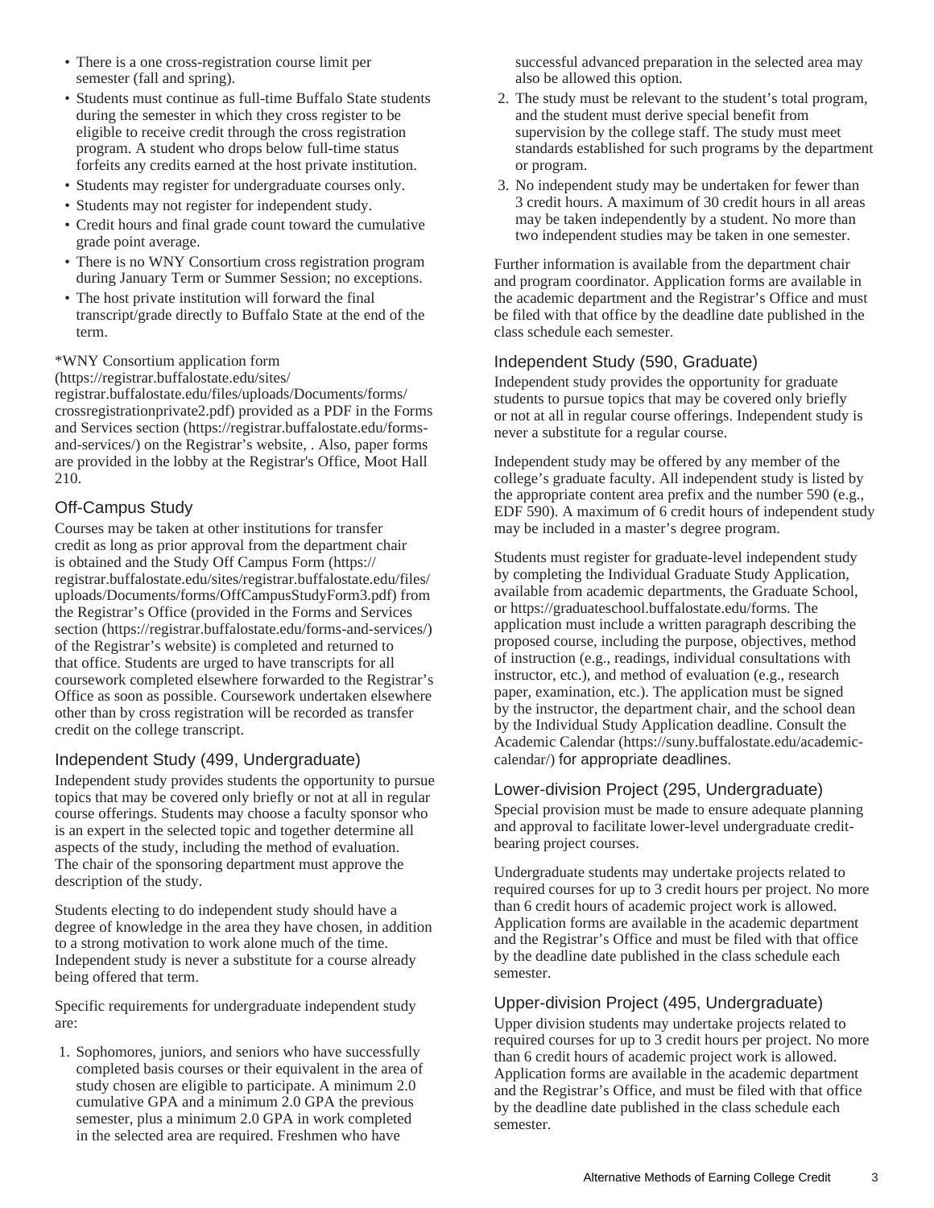- There is a one cross-registration course limit per semester (fall and spring).
- Students must continue as full-time Buffalo State students during the semester in which they cross register to be eligible to receive credit through the cross registration program. A student who drops below full-time status forfeits any credits earned at the host private institution.
- Students may register for undergraduate courses only.
- Students may not register for independent study.
- Credit hours and final grade count toward the cumulative grade point average.
- There is no WNY Consortium cross registration program during January Term or Summer Session; no exceptions.
- The host private institution will forward the final transcript/grade directly to Buffalo State at the end of the term.

*WNY Consortium application form (https://registrar.buffalostate.edu/sites/registrar.buffalostate.edu/files/uploads/Documents/forms/crossregistrationprivate2.pdf) provided as a PDF in the Forms and Services section (https://registrar.buffalostate.edu/forms-and-services/) on the Registrar's website, . Also, paper forms are provided in the lobby at the Registrar's Office, Moot Hall 210.

## Off-Campus Study

Courses may be taken at other institutions for transfer credit as long as prior approval from the department chair is obtained and the Study Off Campus Form (https://registrar.buffalostate.edu/sites/registrar.buffalostate.edu/files/uploads/Documents/forms/OffCampusStudyForm3.pdf) from the Registrar's Office (provided in the Forms and Services section (https://registrar.buffalostate.edu/forms-and-services/) of the Registrar's website) is completed and returned to that office. Students are urged to have transcripts for all coursework completed elsewhere forwarded to the Registrar's Office as soon as possible. Coursework undertaken elsewhere other than by cross registration will be recorded as transfer credit on the college transcript.

## Independent Study (499, Undergraduate)

Independent study provides students the opportunity to pursue topics that may be covered only briefly or not at all in regular course offerings. Students may choose a faculty sponsor who is an expert in the selected topic and together determine all aspects of the study, including the method of evaluation. The chair of the sponsoring department must approve the description of the study.

Students electing to do independent study should have a degree of knowledge in the area they have chosen, in addition to a strong motivation to work alone much of the time. Independent study is never a substitute for a course already being offered that term.

Specific requirements for undergraduate independent study are:

1. Sophomores, juniors, and seniors who have successfully completed basis courses or their equivalent in the area of study chosen are eligible to participate. A minimum 2.0 cumulative GPA and a minimum 2.0 GPA the previous semester, plus a minimum 2.0 GPA in work completed in the selected area are required. Freshmen who have successful advanced preparation in the selected area may also be allowed this option.
2. The study must be relevant to the student's total program, and the student must derive special benefit from supervision by the college staff. The study must meet standards established for such programs by the department or program.
3. No independent study may be undertaken for fewer than 3 credit hours. A maximum of 30 credit hours in all areas may be taken independently by a student. No more than two independent studies may be taken in one semester.

Further information is available from the department chair and program coordinator. Application forms are available in the academic department and the Registrar's Office and must be filed with that office by the deadline date published in the class schedule each semester.

## Independent Study (590, Graduate)

Independent study provides the opportunity for graduate students to pursue topics that may be covered only briefly or not at all in regular course offerings. Independent study is never a substitute for a regular course.

Independent study may be offered by any member of the college's graduate faculty. All independent study is listed by the appropriate content area prefix and the number 590 (e.g., EDF 590). A maximum of 6 credit hours of independent study may be included in a master's degree program.

Students must register for graduate-level independent study by completing the Individual Graduate Study Application, available from academic departments, the Graduate School, or https://graduateschool.buffalostate.edu/forms. The application must include a written paragraph describing the proposed course, including the purpose, objectives, method of instruction (e.g., readings, individual consultations with instructor, etc.), and method of evaluation (e.g., research paper, examination, etc.). The application must be signed by the instructor, the department chair, and the school dean by the Individual Study Application deadline. Consult the Academic Calendar (https://suny.buffalostate.edu/academic-calendar/) for appropriate deadlines.

## Lower-division Project (295, Undergraduate)

Special provision must be made to ensure adequate planning and approval to facilitate lower-level undergraduate credit-bearing project courses.

Undergraduate students may undertake projects related to required courses for up to 3 credit hours per project. No more than 6 credit hours of academic project work is allowed. Application forms are available in the academic department and the Registrar's Office and must be filed with that office by the deadline date published in the class schedule each semester.

## Upper-division Project (495, Undergraduate)

Upper division students may undertake projects related to required courses for up to 3 credit hours per project. No more than 6 credit hours of academic project work is allowed. Application forms are available in the academic department and the Registrar's Office, and must be filed with that office by the deadline date published in the class schedule each semester.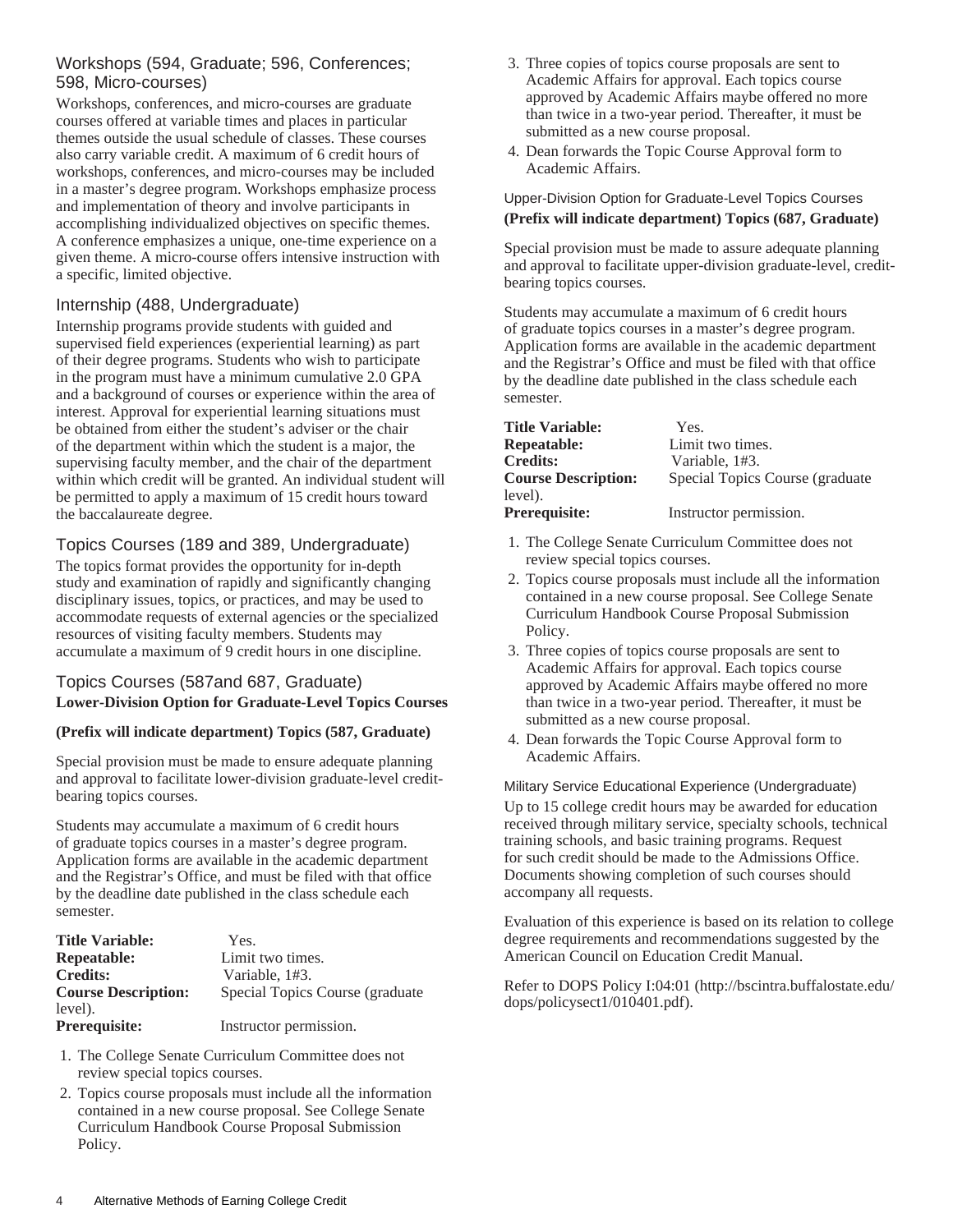## Workshops (594, Graduate; 596, Conferences; 598, Micro-courses)

Workshops, conferences, and micro-courses are graduate courses offered at variable times and places in particular themes outside the usual schedule of classes. These courses also carry variable credit. A maximum of 6 credit hours of workshops, conferences, and micro-courses may be included in a master's degree program. Workshops emphasize process and implementation of theory and involve participants in accomplishing individualized objectives on specific themes. A conference emphasizes a unique, one-time experience on a given theme. A micro-course offers intensive instruction with a specific, limited objective.

## Internship (488, Undergraduate)

Internship programs provide students with guided and supervised field experiences (experiential learning) as part of their degree programs. Students who wish to participate in the program must have a minimum cumulative 2.0 GPA and a background of courses or experience within the area of interest. Approval for experiential learning situations must be obtained from either the student's adviser or the chair of the department within which the student is a major, the supervising faculty member, and the chair of the department within which credit will be granted. An individual student will be permitted to apply a maximum of 15 credit hours toward the baccalaureate degree.

## Topics Courses (189 and 389, Undergraduate)

The topics format provides the opportunity for in-depth study and examination of rapidly and significantly changing disciplinary issues, topics, or practices, and may be used to accommodate requests of external agencies or the specialized resources of visiting faculty members. Students may accumulate a maximum of 9 credit hours in one discipline.

## Topics Courses (587and 687, Graduate)

**Lower-Division Option for Graduate-Level Topics Courses**

**(Prefix will indicate department) Topics (587, Graduate)**

Special provision must be made to ensure adequate planning and approval to facilitate lower-division graduate-level credit-bearing topics courses.

Students may accumulate a maximum of 6 credit hours of graduate topics courses in a master's degree program. Application forms are available in the academic department and the Registrar's Office, and must be filed with that office by the deadline date published in the class schedule each semester.

**Title Variable:** Yes.
**Repeatable:** Limit two times.
**Credits:** Variable, 1#3.
**Course Description:** Special Topics Course (graduate level).
**Prerequisite:** Instructor permission.

1. The College Senate Curriculum Committee does not review special topics courses.
2. Topics course proposals must include all the information contained in a new course proposal. See College Senate Curriculum Handbook Course Proposal Submission Policy.
3. Three copies of topics course proposals are sent to Academic Affairs for approval. Each topics course approved by Academic Affairs maybe offered no more than twice in a two-year period. Thereafter, it must be submitted as a new course proposal.
4. Dean forwards the Topic Course Approval form to Academic Affairs.

### Upper-Division Option for Graduate-Level Topics Courses

**(Prefix will indicate department) Topics (687, Graduate)**

Special provision must be made to assure adequate planning and approval to facilitate upper-division graduate-level, credit-bearing topics courses.

Students may accumulate a maximum of 6 credit hours of graduate topics courses in a master's degree program. Application forms are available in the academic department and the Registrar's Office and must be filed with that office by the deadline date published in the class schedule each semester.

**Title Variable:** Yes.
**Repeatable:** Limit two times.
**Credits:** Variable, 1#3.
**Course Description:** Special Topics Course (graduate level).
**Prerequisite:** Instructor permission.

1. The College Senate Curriculum Committee does not review special topics courses.
2. Topics course proposals must include all the information contained in a new course proposal. See College Senate Curriculum Handbook Course Proposal Submission Policy.
3. Three copies of topics course proposals are sent to Academic Affairs for approval. Each topics course approved by Academic Affairs maybe offered no more than twice in a two-year period. Thereafter, it must be submitted as a new course proposal.
4. Dean forwards the Topic Course Approval form to Academic Affairs.

### Military Service Educational Experience (Undergraduate)

Up to 15 college credit hours may be awarded for education received through military service, specialty schools, technical training schools, and basic training programs. Request for such credit should be made to the Admissions Office. Documents showing completion of such courses should accompany all requests.

Evaluation of this experience is based on its relation to college degree requirements and recommendations suggested by the American Council on Education Credit Manual.

Refer to DOPS Policy I:04:01 (http://bscintra.buffalostate.edu/dops/policysect1/010401.pdf).